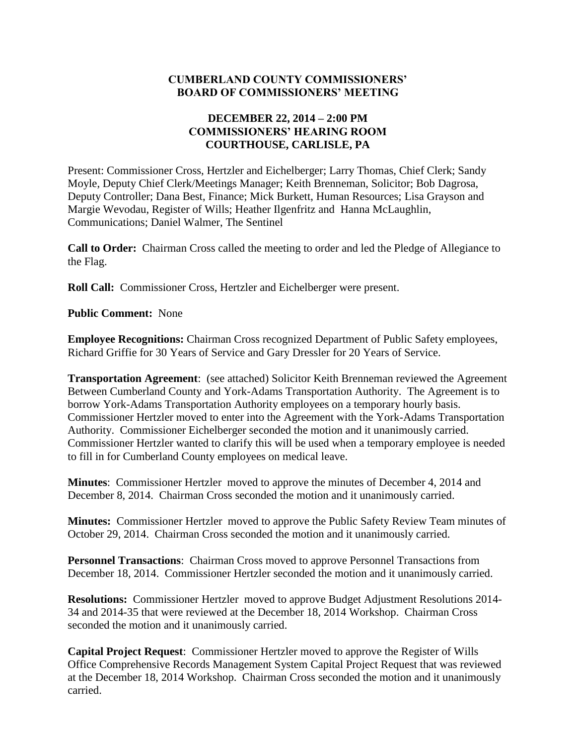**CUMBERLAND COUNTY COMMISSIONERS'**
**BOARD OF COMMISSIONERS' MEETING**

**DECEMBER 22, 2014 – 2:00 PM**
**COMMISSIONERS' HEARING ROOM**
**COURTHOUSE, CARLISLE, PA**

Present: Commissioner Cross, Hertzler and Eichelberger; Larry Thomas, Chief Clerk; Sandy Moyle, Deputy Chief Clerk/Meetings Manager; Keith Brenneman, Solicitor; Bob Dagrosa, Deputy Controller; Dana Best, Finance; Mick Burkett, Human Resources; Lisa Grayson and Margie Wevodau, Register of Wills; Heather Ilgenfritz and Hanna McLaughlin, Communications; Daniel Walmer, The Sentinel

**Call to Order:** Chairman Cross called the meeting to order and led the Pledge of Allegiance to the Flag.

**Roll Call:** Commissioner Cross, Hertzler and Eichelberger were present.

**Public Comment:** None

**Employee Recognitions:** Chairman Cross recognized Department of Public Safety employees, Richard Griffie for 30 Years of Service and Gary Dressler for 20 Years of Service.

**Transportation Agreement**: (see attached) Solicitor Keith Brenneman reviewed the Agreement Between Cumberland County and York-Adams Transportation Authority. The Agreement is to borrow York-Adams Transportation Authority employees on a temporary hourly basis. Commissioner Hertzler moved to enter into the Agreement with the York-Adams Transportation Authority. Commissioner Eichelberger seconded the motion and it unanimously carried. Commissioner Hertzler wanted to clarify this will be used when a temporary employee is needed to fill in for Cumberland County employees on medical leave.

**Minutes**: Commissioner Hertzler moved to approve the minutes of December 4, 2014 and December 8, 2014. Chairman Cross seconded the motion and it unanimously carried.

**Minutes:** Commissioner Hertzler moved to approve the Public Safety Review Team minutes of October 29, 2014. Chairman Cross seconded the motion and it unanimously carried.

**Personnel Transactions**: Chairman Cross moved to approve Personnel Transactions from December 18, 2014. Commissioner Hertzler seconded the motion and it unanimously carried.

**Resolutions:** Commissioner Hertzler moved to approve Budget Adjustment Resolutions 2014-34 and 2014-35 that were reviewed at the December 18, 2014 Workshop. Chairman Cross seconded the motion and it unanimously carried.

**Capital Project Request**: Commissioner Hertzler moved to approve the Register of Wills Office Comprehensive Records Management System Capital Project Request that was reviewed at the December 18, 2014 Workshop. Chairman Cross seconded the motion and it unanimously carried.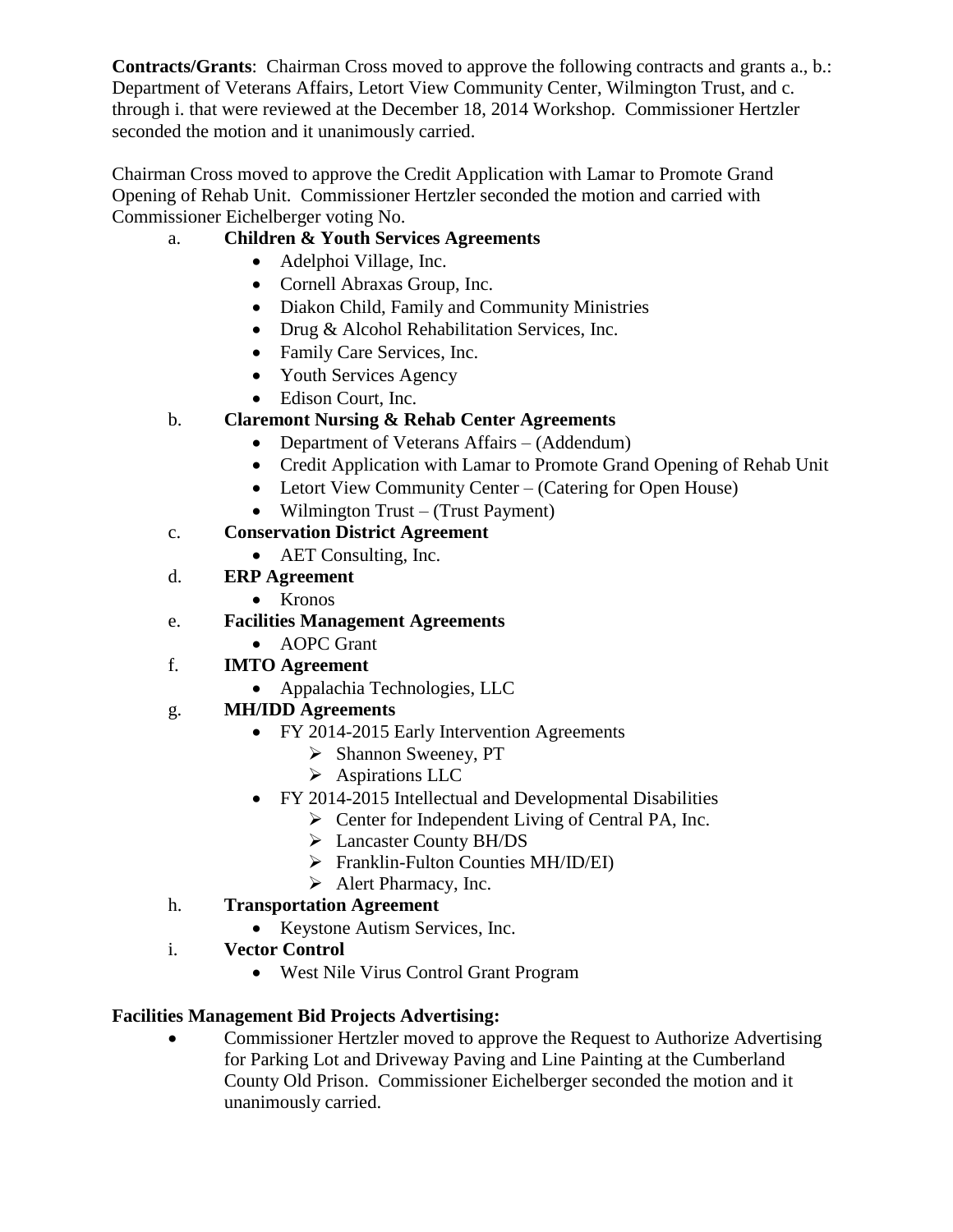**Contracts/Grants**: Chairman Cross moved to approve the following contracts and grants a., b.: Department of Veterans Affairs, Letort View Community Center, Wilmington Trust, and c. through i. that were reviewed at the December 18, 2014 Workshop. Commissioner Hertzler seconded the motion and it unanimously carried.

Chairman Cross moved to approve the Credit Application with Lamar to Promote Grand Opening of Rehab Unit. Commissioner Hertzler seconded the motion and carried with Commissioner Eichelberger voting No.

a. **Children & Youth Services Agreements**
   - Adelphoi Village, Inc.
   - Cornell Abraxas Group, Inc.
   - Diakon Child, Family and Community Ministries
   - Drug & Alcohol Rehabilitation Services, Inc.
   - Family Care Services, Inc.
   - Youth Services Agency
   - Edison Court, Inc.

b. **Claremont Nursing & Rehab Center Agreements**
   - Department of Veterans Affairs – (Addendum)
   - Credit Application with Lamar to Promote Grand Opening of Rehab Unit
   - Letort View Community Center – (Catering for Open House)
   - Wilmington Trust – (Trust Payment)

c. **Conservation District Agreement**
   - AET Consulting, Inc.

d. **ERP Agreement**
   - Kronos

e. **Facilities Management Agreements**
   - AOPC Grant

f. **IMTO Agreement**
   - Appalachia Technologies, LLC

g. **MH/IDD Agreements**
   - FY 2014-2015 Early Intervention Agreements
     - Shannon Sweeney, PT
     - Aspirations LLC
   - FY 2014-2015 Intellectual and Developmental Disabilities
     - Center for Independent Living of Central PA, Inc.
     - Lancaster County BH/DS
     - Franklin-Fulton Counties MH/ID/EI)
     - Alert Pharmacy, Inc.

h. **Transportation Agreement**
   - Keystone Autism Services, Inc.

i. **Vector Control**
   - West Nile Virus Control Grant Program

**Facilities Management Bid Projects Advertising:**

- Commissioner Hertzler moved to approve the Request to Authorize Advertising for Parking Lot and Driveway Paving and Line Painting at the Cumberland County Old Prison. Commissioner Eichelberger seconded the motion and it unanimously carried.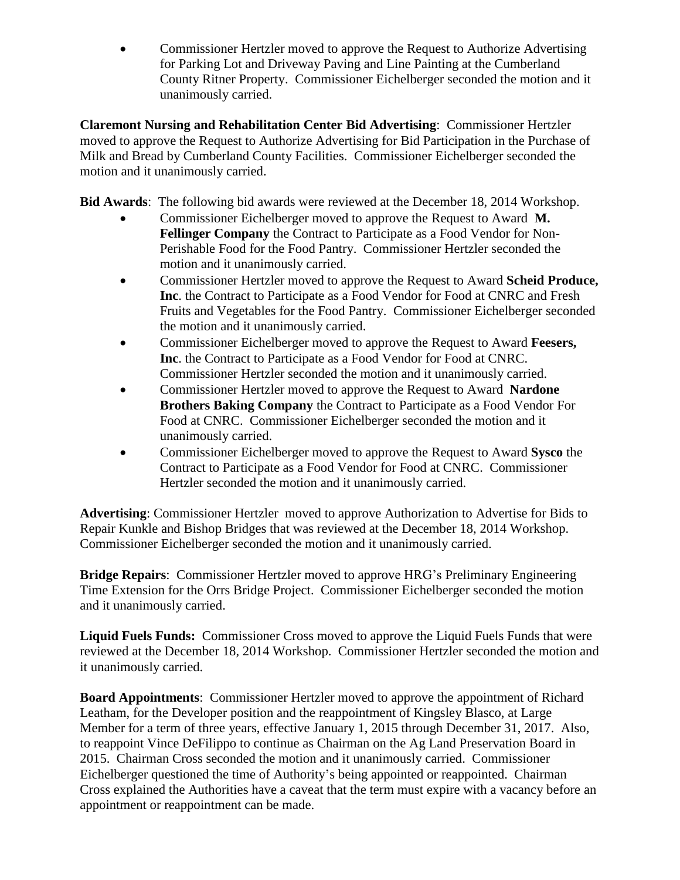- Commissioner Hertzler moved to approve the Request to Authorize Advertising for Parking Lot and Driveway Paving and Line Painting at the Cumberland County Ritner Property. Commissioner Eichelberger seconded the motion and it unanimously carried.

**Claremont Nursing and Rehabilitation Center Bid Advertising**: Commissioner Hertzler moved to approve the Request to Authorize Advertising for Bid Participation in the Purchase of Milk and Bread by Cumberland County Facilities. Commissioner Eichelberger seconded the motion and it unanimously carried.

**Bid Awards**: The following bid awards were reviewed at the December 18, 2014 Workshop.

- Commissioner Eichelberger moved to approve the Request to Award **M. Fellinger Company** the Contract to Participate as a Food Vendor for Non-Perishable Food for the Food Pantry. Commissioner Hertzler seconded the motion and it unanimously carried.
- Commissioner Hertzler moved to approve the Request to Award **Scheid Produce, Inc**. the Contract to Participate as a Food Vendor for Food at CNRC and Fresh Fruits and Vegetables for the Food Pantry. Commissioner Eichelberger seconded the motion and it unanimously carried.
- Commissioner Eichelberger moved to approve the Request to Award **Feesers, Inc**. the Contract to Participate as a Food Vendor for Food at CNRC. Commissioner Hertzler seconded the motion and it unanimously carried.
- Commissioner Hertzler moved to approve the Request to Award **Nardone Brothers Baking Company** the Contract to Participate as a Food Vendor For Food at CNRC. Commissioner Eichelberger seconded the motion and it unanimously carried.
- Commissioner Eichelberger moved to approve the Request to Award **Sysco** the Contract to Participate as a Food Vendor for Food at CNRC. Commissioner Hertzler seconded the motion and it unanimously carried.

**Advertising**: Commissioner Hertzler moved to approve Authorization to Advertise for Bids to Repair Kunkle and Bishop Bridges that was reviewed at the December 18, 2014 Workshop. Commissioner Eichelberger seconded the motion and it unanimously carried.

**Bridge Repairs**: Commissioner Hertzler moved to approve HRG's Preliminary Engineering Time Extension for the Orrs Bridge Project. Commissioner Eichelberger seconded the motion and it unanimously carried.

**Liquid Fuels Funds:** Commissioner Cross moved to approve the Liquid Fuels Funds that were reviewed at the December 18, 2014 Workshop. Commissioner Hertzler seconded the motion and it unanimously carried.

**Board Appointments**: Commissioner Hertzler moved to approve the appointment of Richard Leatham, for the Developer position and the reappointment of Kingsley Blasco, at Large Member for a term of three years, effective January 1, 2015 through December 31, 2017. Also, to reappoint Vince DeFilippo to continue as Chairman on the Ag Land Preservation Board in 2015. Chairman Cross seconded the motion and it unanimously carried. Commissioner Eichelberger questioned the time of Authority's being appointed or reappointed. Chairman Cross explained the Authorities have a caveat that the term must expire with a vacancy before an appointment or reappointment can be made.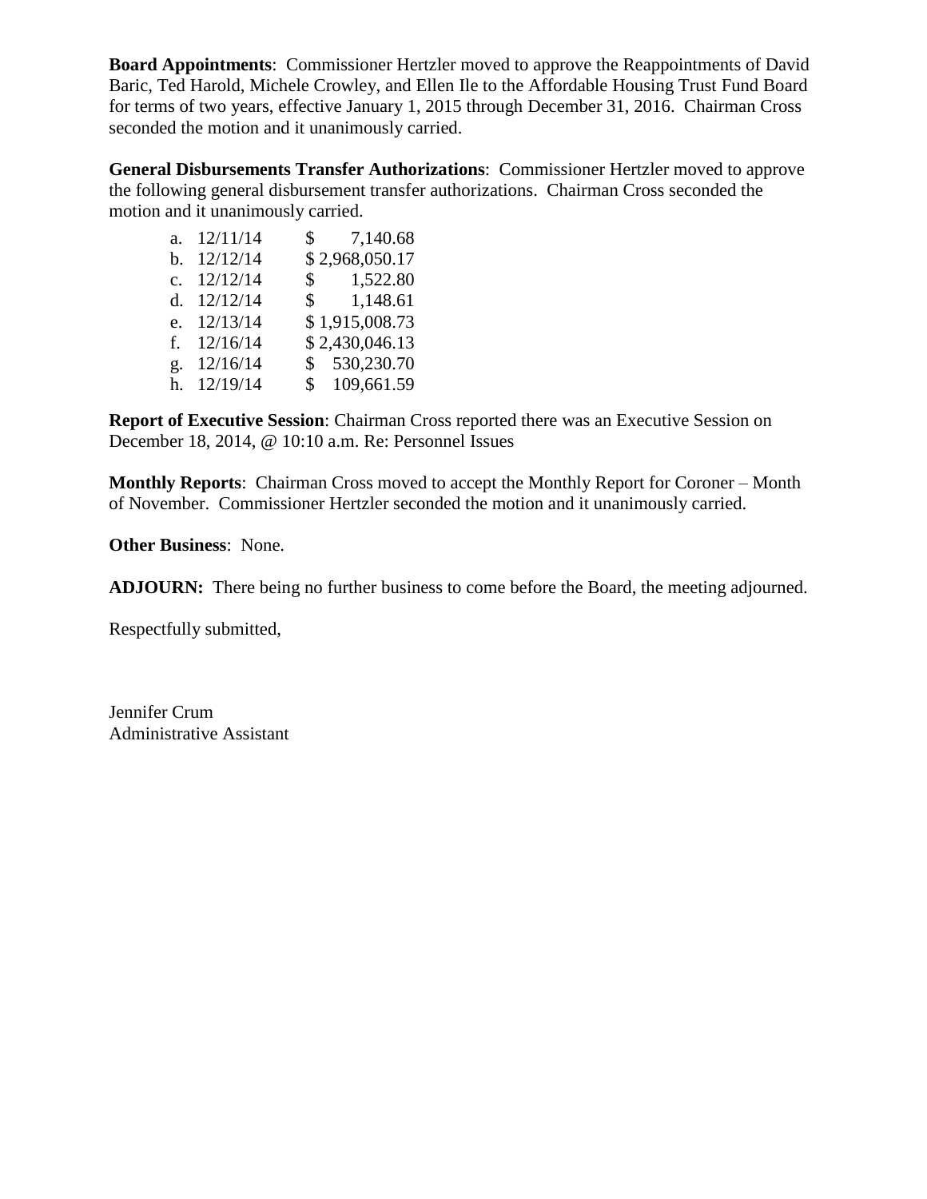**Board Appointments**: Commissioner Hertzler moved to approve the Reappointments of David Baric, Ted Harold, Michele Crowley, and Ellen Ile to the Affordable Housing Trust Fund Board for terms of two years, effective January 1, 2015 through December 31, 2016. Chairman Cross seconded the motion and it unanimously carried.

**General Disbursements Transfer Authorizations**: Commissioner Hertzler moved to approve the following general disbursement transfer authorizations. Chairman Cross seconded the motion and it unanimously carried.

| | | |
|---|---|---|
| a. | 12/11/14 | $ 7,140.68 |
| b. | 12/12/14 | $ 2,968,050.17 |
| c. | 12/12/14 | $ 1,522.80 |
| d. | 12/12/14 | $ 1,148.61 |
| e. | 12/13/14 | $ 1,915,008.73 |
| f. | 12/16/14 | $ 2,430,046.13 |
| g. | 12/16/14 | $ 530,230.70 |
| h. | 12/19/14 | $ 109,661.59 |

**Report of Executive Session**: Chairman Cross reported there was an Executive Session on December 18, 2014, @ 10:10 a.m. Re: Personnel Issues

**Monthly Reports**: Chairman Cross moved to accept the Monthly Report for Coroner – Month of November. Commissioner Hertzler seconded the motion and it unanimously carried.

**Other Business**: None.

**ADJOURN:** There being no further business to come before the Board, the meeting adjourned.

Respectfully submitted,

Jennifer Crum
Administrative Assistant